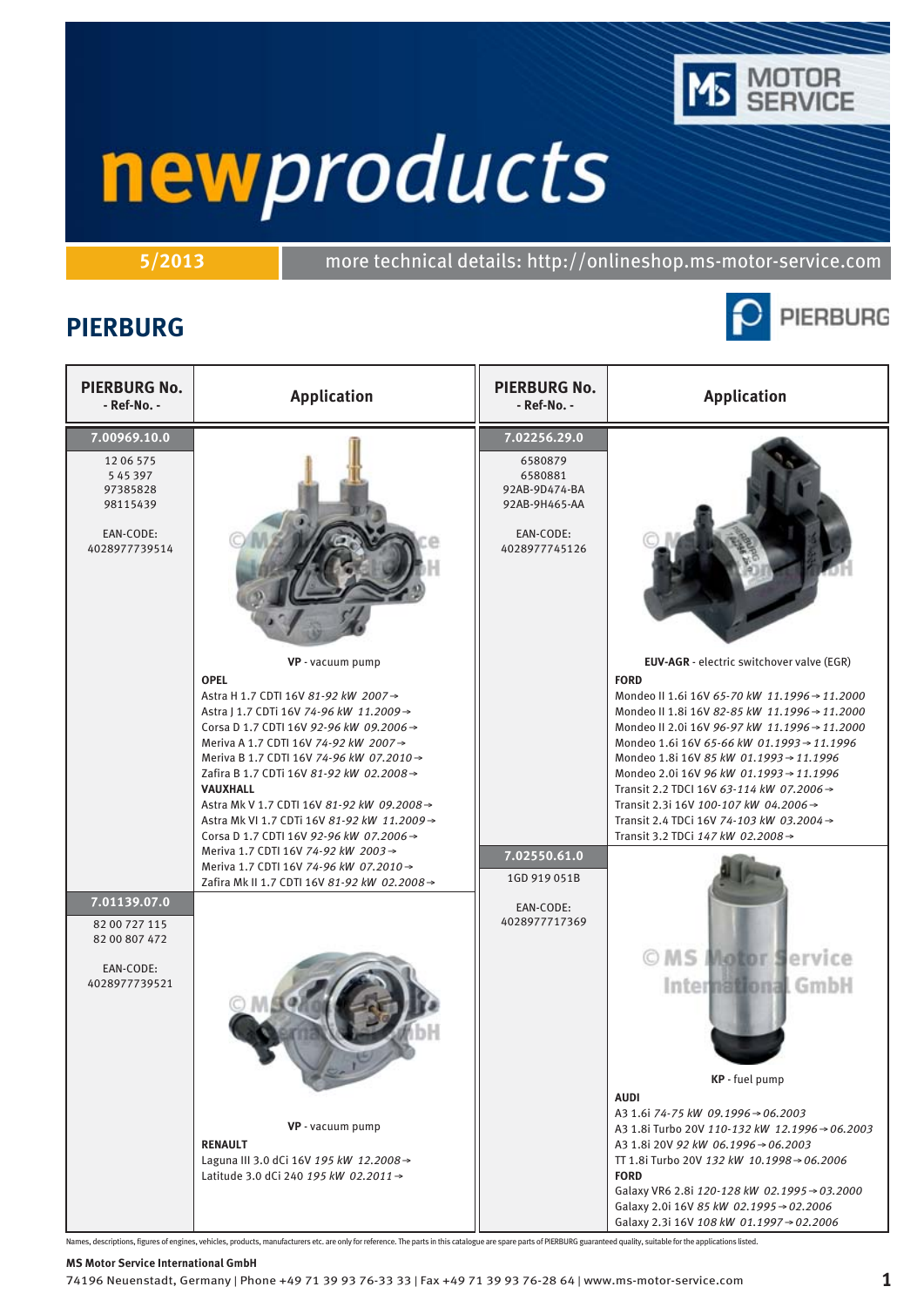# newproducts

MOTOR SERVICE

5/2013 | more technical details: http://onlineshop.ms-motor-service.com

## PIERBURG

| PIERBURG No. - Ref-No. - | Application |
|---|---|
| **7.00969.10.0**<br>12 06 575<br>5 45 397<br>97385828<br>98115439<br><br>EAN-CODE:<br>4028977739514 | **VP** - vacuum pump<br>**OPEL**<br>Astra H 1.7 CDTI 16V *81-92 kW 2007→*<br>Astra J 1.7 CDTi 16V *74-96 kW 11.2009→*<br>Corsa D 1.7 CDTI 16V *92-96 kW 09.2006→*<br>Meriva A 1.7 CDTI 16V *74-92 kW 2007→*<br>Meriva B 1.7 CDTI 16V *74-96 kW 07.2010→*<br>Zafira B 1.7 CDTi 16V *81-92 kW 02.2008→*<br>**VAUXHALL**<br>Astra Mk V 1.7 CDTI 16V *81-92 kW 09.2008→*<br>Astra Mk VI 1.7 CDTi 16V *81-92 kW 11.2009→*<br>Corsa D 1.7 CDTI 16V *92-96 kW 07.2006→*<br>Meriva 1.7 CDTI 16V *74-92 kW 2003→*<br>Meriva 1.7 CDTi 16V *74-96 kW 07.2010→*<br>Zafira Mk II 1.7 CDTi 16V *81-92 kW 02.2008→* |
| **7.01139.07.0**<br>82 00 727 115<br>82 00 807 472<br><br>EAN-CODE:<br>4028977739521 | **VP** - vacuum pump<br>**RENAULT**<br>Laguna III 3.0 dCi 16V *195 kW 12.2008→*<br>Latitude 3.0 dCi 240 *195 kW 02.2011→* |
| **7.02256.29.0**<br>6580879<br>6580881<br>92AB-9D474-BA<br>92AB-9H465-AA<br><br>EAN-CODE:<br>4028977745126 | **EUV-AGR** - electric switchover valve (EGR)<br>**FORD**<br>Mondeo II 1.6i 16V *65-70 kW 11.1996→11.2000*<br>Mondeo II 1.8i 16V *82-85 kW 11.1996→11.2000*<br>Mondeo II 2.0i 16V *96-97 kW 11.1996→11.2000*<br>Mondeo 1.6i 16V *65-66 kW 01.1993→11.1996*<br>Mondeo 1.8i 16V *85 kW 01.1993→11.1996*<br>Mondeo 2.0i 16V *96 kW 01.1993→11.1996*<br>Transit 2.2 TDCI 16V *63-114 kW 07.2006→*<br>Transit 2.3i 16V *100-107 kW 04.2006→*<br>Transit 2.4 TDCi 16V *74-103 kW 03.2004→*<br>Transit 3.2 TDCi *147 kW 02.2008→* |
| **7.02550.61.0**<br>1GD 919 051B<br><br>EAN-CODE:<br>4028977717369 | **KP** - fuel pump<br>**AUDI**<br>A3 1.6i *74-75 kW 09.1996→06.2003*<br>A3 1.8i Turbo 20V *110-132 kW 12.1996→06.2003*<br>A3 1.8i 20V *92 kW 06.1996→06.2003*<br>TT 1.8i Turbo 20V *132 kW 10.1998→06.2006*<br>**FORD**<br>Galaxy VR6 2.8i *120-128 kW 02.1995→03.2000*<br>Galaxy 2.0i 16V *85 kW 02.1995→02.2006*<br>Galaxy 2.3i 16V *108 kW 01.1997→02.2006* |

Names, descriptions, figures of engines, vehicles, products, manufacturers etc. are only for reference. The parts in this catalogue are spare parts of PIERBURG guaranteed quality, suitable for the applications listed.

**MS Motor Service International GmbH**
74196 Neuenstadt, Germany | Phone +49 71 39 93 76-33 33 | Fax +49 71 39 93 76-28 64 | www.ms-motor-service.com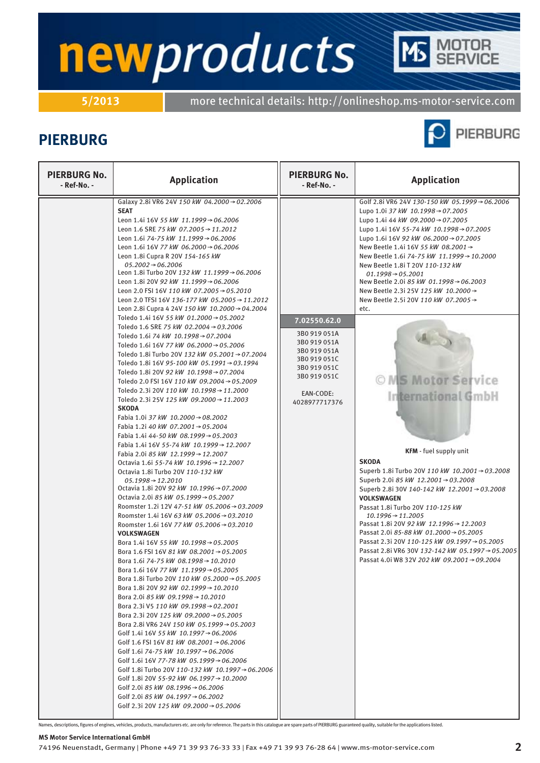## PIERBURG

| PIERBURG No. - Ref-No. - | Application | PIERBURG No. - Ref-No. - | Application |
|---|---|---|---|
| | Galaxy 2.8i VR6 24V *150 kW 04.2000→02.2006*<br>**SEAT**<br>Leon 1.4i 16V *55 kW 11.1999→06.2006*<br>Leon 1.6 SRE *75 kW 07.2005→11.2012*<br>Leon 1.6i *74-75 kW 11.1999→06.2006*<br>Leon 1.6i 16V *77 kW 06.2000→06.2006*<br>Leon 1.8i Cupra R 20V *154-165 kW 05.2002→06.2006*<br>Leon 1.8i Turbo 20V *132 kW 11.1999→06.2006*<br>Leon 1.8i 20V *92 kW 11.1999→06.2006*<br>Leon 2.0 FSI 16V *110 kW 07.2005→05.2010*<br>Leon 2.0 TFSI 16V *136-177 kW 05.2005→11.2012*<br>Leon 2.8i Cupra 4 24V *150 kW 10.2000→04.2004*<br>Toledo 1.4i 16V *55 kW 01.2000→05.2002*<br>Toledo 1.6 SRE *75 kW 02.2004→03.2006*<br>Toledo 1.6i *74 kW 10.1998→07.2004*<br>Toledo 1.6i 16V *77 kW 06.2000→05.2006*<br>Toledo 1.8i Turbo 20V *132 kW 05.2001→07.2004*<br>Toledo 1.8i 16V *95-100 kW 05.1991→03.1994*<br>Toledo 1.8i 20V *92 kW 10.1998→07.2004*<br>Toledo 2.0 FSI 16V *110 kW 09.2004→05.2009*<br>Toledo 2.3i 20V *110 kW 10.1998→11.2000*<br>Toledo 2.3i 25V *125 kW 09.2000→11.2003*<br>**SKODA**<br>Fabia 1.0i *37 kW 10.2000→08.2002*<br>Fabia 1.2i *40 kW 07.2001→05.2004*<br>Fabia 1.4i *44-50 kW 08.1999→05.2003*<br>Fabia 1.4i 16V *55-74 kW 10.1999→12.2007*<br>Fabia 2.0i *85 kW 12.1999→12.2007*<br>Octavia 1.6i *55-74 kW 10.1996→12.2007*<br>Octavia 1.8i Turbo 20V *110-132 kW 05.1998→12.2010*<br>Octavia 1.8i 20V *92 kW 10.1996→07.2000*<br>Octavia 2.0i *85 kW 05.1999→05.2007*<br>Roomster 1.2i 12V *47-51 kW 05.2006→03.2009*<br>Roomster 1.4i 16V *63 kW 05.2006→03.2010*<br>Roomster 1.6i 16V *77 kW 05.2006→03.2010*<br>**VOLKSWAGEN**<br>Bora 1.4i 16V *55 kW 10.1998→05.2005*<br>Bora 1.6 FSI 16V *81 kW 08.2001→05.2005*<br>Bora 1.6i *74-75 kW 08.1998→10.2010*<br>Bora 1.6i 16V *77 kW 11.1999→05.2005*<br>Bora 1.8i Turbo 20V *110 kW 05.2000→05.2005*<br>Bora 1.8i 20V *92 kW 02.1999→10.2010*<br>Bora 2.0i *85 kW 09.1998→10.2010*<br>Bora 2.3i V5 *110 kW 09.1998→02.2001*<br>Bora 2.3i 20V *125 kW 09.2000→05.2005*<br>Bora 2.8i VR6 24V *150 kW 05.1999→05.2003*<br>Golf 1.4i 16V *55 kW 10.1997→06.2006*<br>Golf 1.6 FSI 16V *81 kW 08.2001→06.2006*<br>Golf 1.6i *74-75 kW 10.1997→06.2006*<br>Golf 1.6i 16V *77-78 kW 05.1999→06.2006*<br>Golf 1.8i Turbo 20V *110-132 kW 10.1997→06.2006*<br>Golf 1.8i 20V *55-92 kW 06.1997→10.2000*<br>Golf 2.0i *85 kW 08.1996→06.2006*<br>Golf 2.0i *85 kW 04.1997→06.2002*<br>Golf 2.3i 20V *125 kW 09.2000→05.2006* | | Golf 2.8i VR6 24V *130-150 kW 05.1999→06.2006*<br>Lupo 1.0i *37 kW 10.1998→07.2005*<br>Lupo 1.4i *44 kW 09.2000→07.2005*<br>Lupo 1.4i 16V *55-74 kW 10.1998→07.2005*<br>Lupo 1.6i 16V *92 kW 06.2000→07.2005*<br>New Beetle 1.4i 16V *55 kW 08.2001→*<br>New Beetle 1.6i *74-75 kW 11.1999→10.2000*<br>New Beetle 1.8i T 20V *110-132 kW 01.1998→05.2001*<br>New Beetle 2.0i *85 kW 01.1998→06.2003*<br>New Beetle 2.3i 25V *125 kW 10.2000→*<br>New Beetle 2.5i 20V *110 kW 07.2005→*<br>etc. |
| | | **7.02550.62.0**<br><br>3B0 919 051A<br>3B0 919 051A<br>3B0 919 051A<br>3B0 919 051C<br>3B0 919 051C<br>3B0 919 051C<br><br>EAN-CODE:<br>4028977717376 | **KFM** - fuel supply unit<br>**SKODA**<br>Superb 1.8i Turbo 20V *110 kW 10.2001→03.2008*<br>Superb 2.0i *85 kW 12.2001→03.2008*<br>Superb 2.8i 30V *140-142 kW 12.2001→03.2008*<br>**VOLKSWAGEN**<br>Passat 1.8i Turbo 20V *110-125 kW 10.1996→11.2005*<br>Passat 1.8i 20V *92 kW 12.1996→12.2003*<br>Passat 2.0i *85-88 kW 01.2000→05.2005*<br>Passat 2.3i 20V *110-125 kW 09.1997→05.2005*<br>Passat 2.8i VR6 30V *132-142 kW 05.1997→05.2005*<br>Passat 4.0i W8 32V *202 kW 09.2001→09.2004* |

Names, descriptions, figures of engines, vehicles, products, manufacturers etc. are only for reference. The parts in this catalogue are spare parts of PIERBURG guaranteed quality, suitable for the applications listed.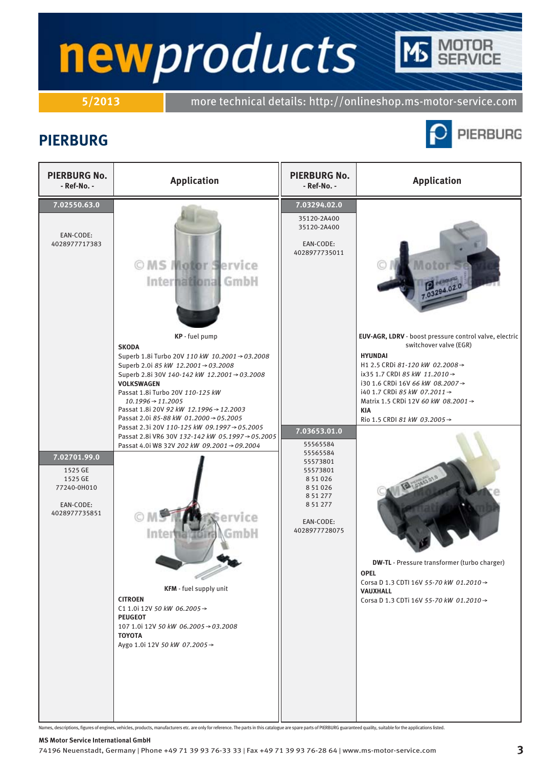# newproducts

**5/2013** more technical details: http://onlineshop.ms-motor-service.com

## PIERBURG

| PIERBURG No. - Ref-No. - | Application |
|---|---|
| **7.02550.63.0**<br><br>EAN-CODE:<br>4028977717383 | **KP** - fuel pump<br>**SKODA**<br>Superb 1.8i Turbo 20V *110 kW 10.2001→03.2008*<br>Superb 2.0i *85 kW 12.2001→03.2008*<br>Superb 2.8i 30V *140-142 kW 12.2001→03.2008*<br>**VOLKSWAGEN**<br>Passat 1.8i Turbo 20V *110-125 kW 10.1996→11.2005*<br>Passat 1.8i 20V *92 kW 12.1996→12.2003*<br>Passat 2.0i *85-88 kW 01.2000→05.2005*<br>Passat 2.3i 20V *110-125 kW 09.1997→05.2005*<br>Passat 2.8i VR6 30V *132-142 kW 05.1997→05.2005*<br>Passat 4.0i W8 32V *202 kW 09.2001→09.2004* |
| **7.02701.99.0**<br><br>1525 GE<br>1525 GE<br>77240-0H010<br><br>EAN-CODE:<br>4028977735851 | **KFM** - fuel supply unit<br>**CITROEN**<br>C1 1.0i 12V *50 kW 06.2005→*<br>**PEUGEOT**<br>107 1.0i 12V *50 kW 06.2005→03.2008*<br>**TOYOTA**<br>Aygo 1.0i 12V *50 kW 07.2005→* |
| **7.03294.02.0**<br><br>35120-2A400<br>35120-2A400<br><br>EAN-CODE:<br>4028977735011 | **EUV-AGR, LDRV** - boost pressure control valve, electric switchover valve (EGR)<br>**HYUNDAI**<br>H1 2.5 CRDi *81-120 kW 02.2008→*<br>ix35 1.7 CRDI *85 kW 11.2010→*<br>i30 1.6 CRDi 16V *66 kW 08.2007→*<br>i40 1.7 CRDi *85 kW 07.2011→*<br>Matrix 1.5 CRDi 12V *60 kW 08.2001→*<br>**KIA**<br>Rio 1.5 CRDI *81 kW 03.2005→* |
| **7.03653.01.0**<br><br>55565584<br>55565584<br>55573801<br>55573801<br>8 51 026<br>8 51 026<br>8 51 277<br>8 51 277<br><br>EAN-CODE:<br>4028977728075 | **DW-TL** - Pressure transformer (turbo charger)<br>**OPEL**<br>Corsa D 1.3 CDTI 16V *55-70 kW 01.2010→*<br>**VAUXHALL**<br>Corsa D 1.3 CDTi 16V *55-70 kW 01.2010→* |

Names, descriptions, figures of engines, vehicles, products, manufacturers etc. are only for reference. The parts in this catalogue are spare parts of PIERBURG guaranteed quality, suitable for the applications listed.

**MS Motor Service International GmbH**
74196 Neuenstadt, Germany | Phone +49 71 39 93 76-33 33 | Fax +49 71 39 93 76-28 64 | www.ms-motor-service.com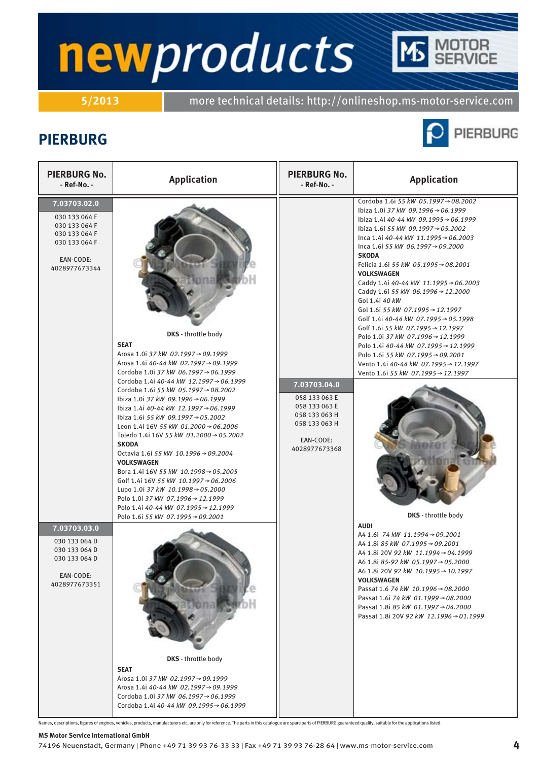# newproducts

**5/2013** more technical details: http://onlineshop.ms-motor-service.com

## PIERBURG

| PIERBURG No. - Ref-No. - | Application |
|---|---|
| **7.03703.02.0**<br>030 133 064 F<br>030 133 064 F<br>030 133 064 F<br>030 133 064 F<br><br>EAN-CODE:<br>4028977673344 | **DKS** - throttle body<br>**SEAT**<br>Arosa 1.0i *37 kW 02.1997→09.1999*<br>Arosa 1.4i *40-44 kW 02.1997→09.1999*<br>Cordoba 1.0i *37 kW 06.1997→06.1999*<br>Cordoba 1.4i *40-44 kW 12.1997→06.1999*<br>Cordoba 1.6i *55 kW 05.1997→08.2002*<br>Ibiza 1.0i *37 kW 09.1996→06.1999*<br>Ibiza 1.4i *40-44 kW 12.1997→06.1999*<br>Ibiza 1.6i *55 kW 09.1997→05.2002*<br>Leon 1.4i 16V *55 kW 01.2000→06.2006*<br>Toledo 1.4i 16V *55 kW 01.2000→05.2002*<br>**SKODA**<br>Octavia 1.6i *55 kW 10.1996→09.2004*<br>**VOLKSWAGEN**<br>Bora 1.4i 16V *55 kW 10.1998→05.2005*<br>Golf 1.4i 16V *55 kW 10.1997→06.2006*<br>Lupo 1.0i *37 kW 10.1998→05.2000*<br>Polo 1.0i *37 kW 07.1996→12.1999*<br>Polo 1.4i *40-44 kW 07.1995→12.1999*<br>Polo 1.6i *55 kW 07.1995→09.2001* |
| **7.03703.03.0**<br>030 133 064 D<br>030 133 064 D<br>030 133 064 D<br><br>EAN-CODE:<br>4028977673351 | **DKS** - throttle body<br>**SEAT**<br>Arosa 1.0i *37 kW 02.1997→09.1999*<br>Arosa 1.4i *40-44 kW 02.1997→09.1999*<br>Cordoba 1.0i *37 kW 06.1997→06.1999*<br>Cordoba 1.4i *40-44 kW 09.1995→06.1999*<br>Cordoba 1.6i *55 kW 05.1997→08.2002*<br>Ibiza 1.0i *37 kW 09.1996→06.1999*<br>Ibiza 1.4i *40-44 kW 09.1995→06.1999*<br>Ibiza 1.6i *55 kW 09.1997→05.2002*<br>Inca 1.4i *40-44 kW 11.1995→06.2003*<br>Inca 1.6i *55 kW 06.1997→09.2000*<br>**SKODA**<br>Felicia 1.6i *55 kW 05.1995→08.2001*<br>**VOLKSWAGEN**<br>Caddy 1.4i *40-44 kW 11.1995→06.2003*<br>Caddy 1.6i *55 kW 06.1996→12.2000*<br>Gol 1.4i *40 kW*<br>Gol 1.6i *55 kW 07.1995→12.1997*<br>Golf 1.4i *40-44 kW 07.1995→05.1998*<br>Golf 1.6i *55 kW 07.1995→12.1997*<br>Polo 1.0i *37 kW 07.1996→12.1999*<br>Polo 1.4i *40-44 kW 07.1995→12.1999*<br>Polo 1.6i *55 kW 07.1995→09.2001*<br>Vento 1.4i *40-44 kW 07.1995→12.1997*<br>Vento 1.6i *55 kW 07.1995→12.1997* |
| **7.03703.04.0**<br>058 133 063 E<br>058 133 063 E<br>058 133 063 H<br>058 133 063 H<br><br>EAN-CODE:<br>4028977673368 | **DKS** - throttle body<br>**AUDI**<br>A4 1.6i *74 kW 11.1994→09.2001*<br>A4 1.8i *85 kW 07.1995→09.2001*<br>A4 1.8i 20V *92 kW 11.1994→04.1999*<br>A6 1.8i *85-92 kW 05.1997→05.2000*<br>A6 1.8i 20V *92 kW 10.1995→10.1997*<br>**VOLKSWAGEN**<br>Passat 1.6 *74 kW 10.1996→08.2000*<br>Passat 1.6i *74 kW 01.1999→08.2000*<br>Passat 1.8i *85 kW 01.1997→04.2000*<br>Passat 1.8i 20V *92 kW 12.1996→01.1999* |

Names, descriptions, figures of engines, vehicles, products, manufacturers etc. are only for reference. The parts in this catalogue are spare parts of PIERBURG guaranteed quality, suitable for the applications listed.

**MS Motor Service International GmbH**

74196 Neuenstadt, Germany | Phone +49 71 39 93 76-33 33 | Fax +49 71 39 93 76-28 64 | www.ms-motor-service.com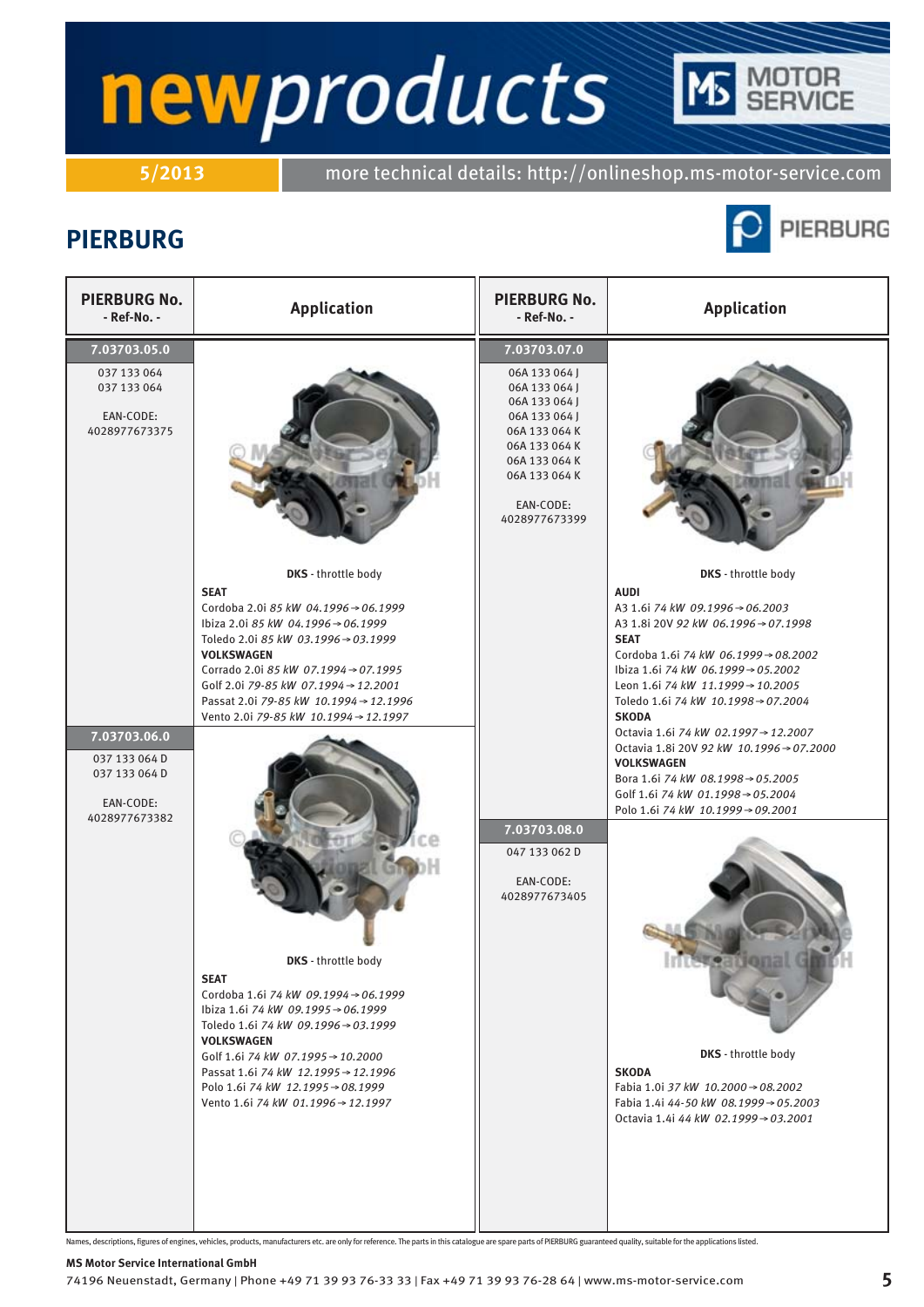# newproducts

5/2013 | more technical details: http://onlineshop.ms-motor-service.com

## PIERBURG

| PIERBURG No. - Ref-No. - | Application |
|---|---|
| **7.03703.05.0**<br>037 133 064<br>037 133 064<br><br>EAN-CODE:<br>4028977673375 | **DKS** - throttle body<br>**SEAT**<br>Cordoba 2.0i *85 kW 04.1996→06.1999*<br>Ibiza 2.0i *85 kW 04.1996→06.1999*<br>Toledo 2.0i *85 kW 03.1996→03.1999*<br>**VOLKSWAGEN**<br>Corrado 2.0i *85 kW 07.1994→07.1995*<br>Golf 2.0i *79-85 kW 07.1994→12.2001*<br>Passat 2.0i *79-85 kW 10.1994→12.1996*<br>Vento 2.0i *79-85 kW 10.1994→12.1997* |
| **7.03703.06.0**<br>037 133 064 D<br>037 133 064 D<br><br>EAN-CODE:<br>4028977673382 | **DKS** - throttle body<br>**SEAT**<br>Cordoba 1.6i *74 kW 09.1994→06.1999*<br>Ibiza 1.6i *74 kW 09.1995→06.1999*<br>Toledo 1.6i *74 kW 09.1996→03.1999*<br>**VOLKSWAGEN**<br>Golf 1.6i *74 kW 07.1995→10.2000*<br>Passat 1.6i *74 kW 12.1995→12.1996*<br>Polo 1.6i *74 kW 12.1995→08.1999*<br>Vento 1.6i *74 kW 01.1996→12.1997* |
| **7.03703.07.0**<br>06A 133 064 J<br>06A 133 064 J<br>06A 133 064 J<br>06A 133 064 J<br>06A 133 064 K<br>06A 133 064 K<br>06A 133 064 K<br>06A 133 064 K<br><br>EAN-CODE:<br>4028977673399 | **DKS** - throttle body<br>**AUDI**<br>A3 1.6i *74 kW 09.1996→06.2003*<br>A3 1.8i 20V *92 kW 06.1996→07.1998*<br>**SEAT**<br>Cordoba 1.6i *74 kW 06.1999→08.2002*<br>Ibiza 1.6i *74 kW 06.1999→05.2002*<br>Leon 1.6i *74 kW 11.1999→10.2005*<br>Toledo 1.6i *74 kW 10.1998→07.2004*<br>**SKODA**<br>Octavia 1.6i *74 kW 02.1997→12.2007*<br>Octavia 1.8i 20V *92 kW 10.1996→07.2000*<br>**VOLKSWAGEN**<br>Bora 1.6i *74 kW 08.1998→05.2005*<br>Golf 1.6i *74 kW 01.1998→05.2004*<br>Polo 1.6i *74 kW 10.1999→09.2001* |
| **7.03703.08.0**<br>047 133 062 D<br><br>EAN-CODE:<br>4028977673405 | **DKS** - throttle body<br>**SKODA**<br>Fabia 1.0i *37 kW 10.2000→08.2002*<br>Fabia 1.4i *44-50 kW 08.1999→05.2003*<br>Octavia 1.4i *44 kW 02.1999→03.2001* |

Names, descriptions, figures of engines, vehicles, products, manufacturers etc. are only for reference. The parts in this catalogue are spare parts of PIERBURG guaranteed quality, suitable for the applications listed.

**MS Motor Service International GmbH**
74196 Neuenstadt, Germany | Phone +49 71 39 93 76-33 33 | Fax +49 71 39 93 76-28 64 | www.ms-motor-service.com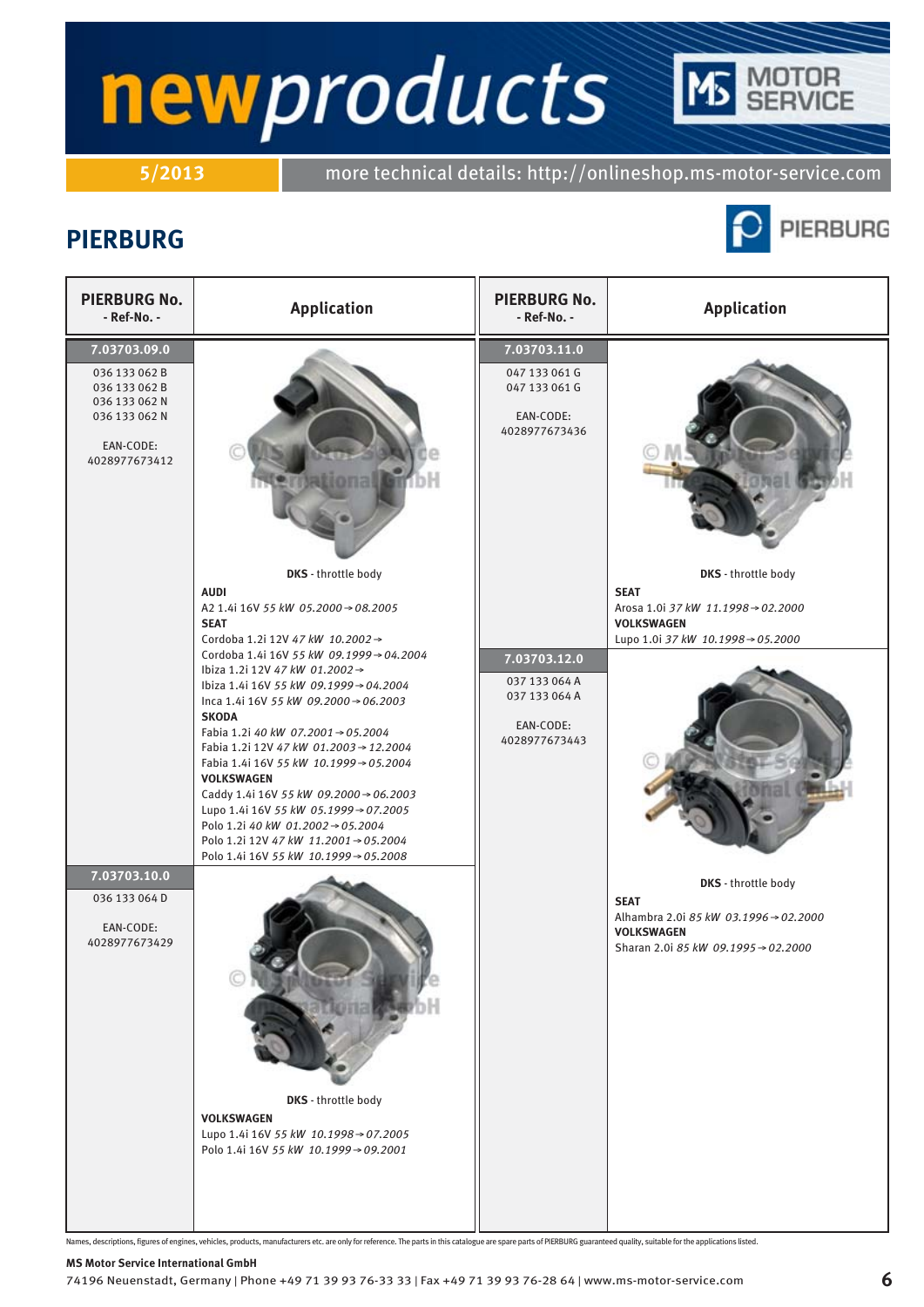# newproducts

**5/2013** more technical details: http://onlineshop.ms-motor-service.com

## PIERBURG

| PIERBURG No. - Ref-No. - | Application |
|---|---|
| **7.03703.09.0**<br>036 133 062 B<br>036 133 062 B<br>036 133 062 N<br>036 133 062 N<br><br>EAN-CODE:<br>4028977673412 | **DKS** - throttle body<br>**AUDI**<br>A2 1.4i 16V *55 kW 05.2000 → 08.2005*<br>**SEAT**<br>Cordoba 1.2i 12V *47 kW 10.2002 →*<br>Cordoba 1.4i 16V *55 kW 09.1999 → 04.2004*<br>Ibiza 1.2i 12V *47 kW 01.2002 →*<br>Ibiza 1.4i 16V *55 kW 09.1999 → 04.2004*<br>Inca 1.4i 16V *55 kW 09.2000 → 06.2003*<br>**SKODA**<br>Fabia 1.2i *40 kW 07.2001 → 05.2004*<br>Fabia 1.2i 12V *47 kW 01.2003 → 12.2004*<br>Fabia 1.4i 16V *55 kW 10.1999 → 05.2004*<br>**VOLKSWAGEN**<br>Caddy 1.4i 16V *55 kW 09.2000 → 06.2003*<br>Lupo 1.4i 16V *55 kW 05.1999 → 07.2005*<br>Polo 1.2i *40 kW 01.2002 → 05.2004*<br>Polo 1.2i 12V *47 kW 11.2001 → 05.2004*<br>Polo 1.4i 16V *55 kW 10.1999 → 05.2008* |
| **7.03703.10.0**<br>036 133 064 D<br><br>EAN-CODE:<br>4028977673429 | **DKS** - throttle body<br>**VOLKSWAGEN**<br>Lupo 1.4i 16V *55 kW 10.1998 → 07.2005*<br>Polo 1.4i 16V *55 kW 10.1999 → 09.2001* |
| **7.03703.11.0**<br>047 133 061 G<br>047 133 061 G<br><br>EAN-CODE:<br>4028977673436 | **DKS** - throttle body<br>**SEAT**<br>Arosa 1.0i *37 kW 11.1998 → 02.2000*<br>**VOLKSWAGEN**<br>Lupo 1.0i *37 kW 10.1998 → 05.2000* |
| **7.03703.12.0**<br>037 133 064 A<br>037 133 064 A<br><br>EAN-CODE:<br>4028977673443 | **DKS** - throttle body<br>**SEAT**<br>Alhambra 2.0i *85 kW 03.1996 → 02.2000*<br>**VOLKSWAGEN**<br>Sharan 2.0i *85 kW 09.1995 → 02.2000* |

Names, descriptions, figures of engines, vehicles, products, manufacturers etc. are only for reference. The parts in this catalogue are spare parts of PIERBURG guaranteed quality, suitable for the applications listed.

**MS Motor Service International GmbH**
74196 Neuenstadt, Germany | Phone +49 71 39 93 76-33 33 | Fax +49 71 39 93 76-28 64 | www.ms-motor-service.com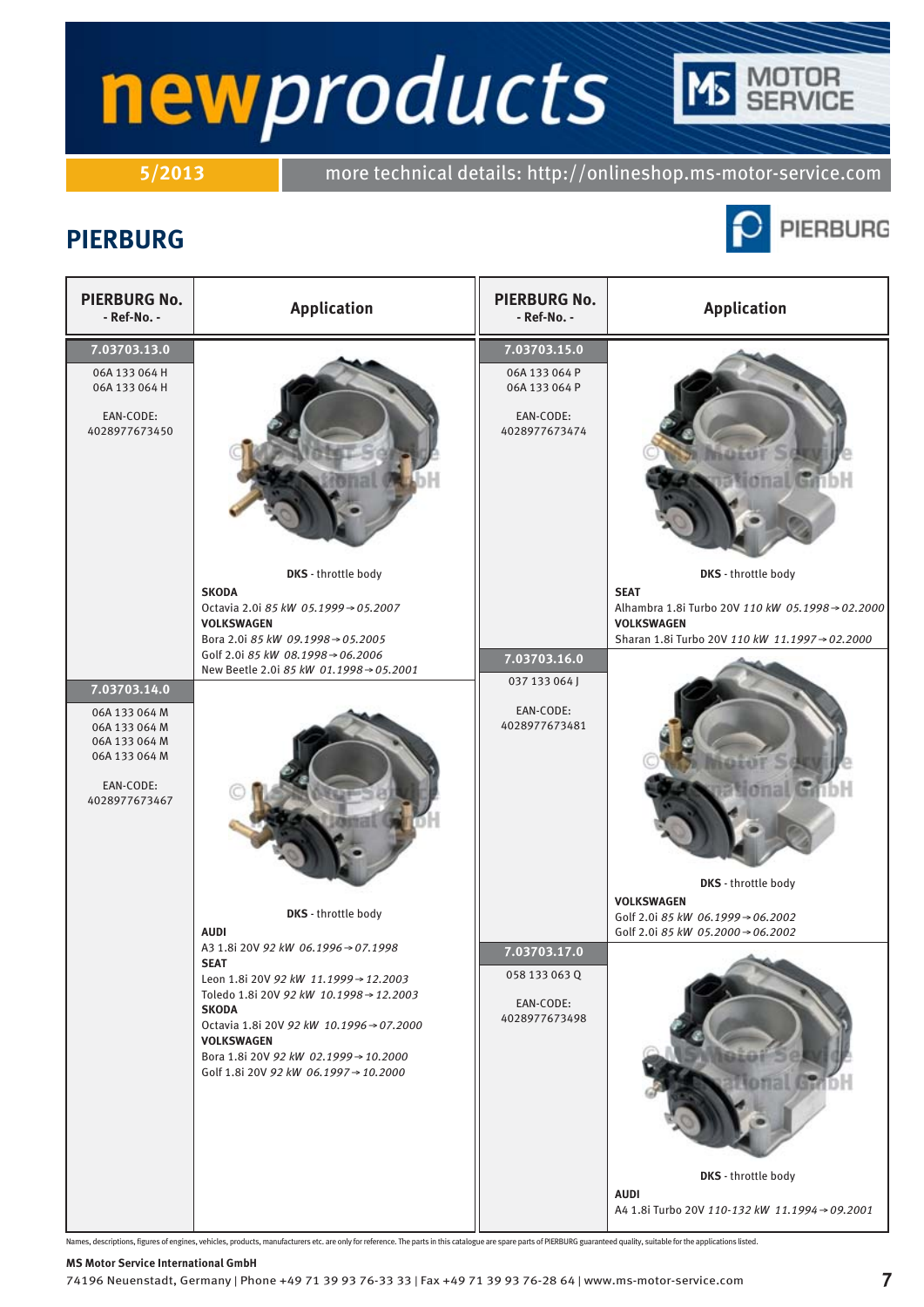# newproducts

**5/2013** more technical details: http://onlineshop.ms-motor-service.com

## PIERBURG

| PIERBURG No. - Ref-No. - | Application |
|---|---|
| **7.03703.13.0**<br>06A 133 064 H<br>06A 133 064 H<br><br>EAN-CODE:<br>4028977673450 | **DKS** - throttle body<br>**SKODA**<br>Octavia 2.0i *85 kW 05.1999→05.2007*<br>**VOLKSWAGEN**<br>Bora 2.0i *85 kW 09.1998→05.2005*<br>Golf 2.0i *85 kW 08.1998→06.2006*<br>New Beetle 2.0i *85 kW 01.1998→05.2001* |
| **7.03703.14.0**<br>06A 133 064 M<br>06A 133 064 M<br>06A 133 064 M<br>06A 133 064 M<br><br>EAN-CODE:<br>4028977673467 | **DKS** - throttle body<br>**AUDI**<br>A3 1.8i 20V *92 kW 06.1996→07.1998*<br>**SEAT**<br>Leon 1.8i 20V *92 kW 11.1999→12.2003*<br>Toledo 1.8i 20V *92 kW 10.1998→12.2003*<br>**SKODA**<br>Octavia 1.8i 20V *92 kW 10.1996→07.2000*<br>**VOLKSWAGEN**<br>Bora 1.8i 20V *92 kW 02.1999→10.2000*<br>Golf 1.8i 20V *92 kW 06.1997→10.2000* |
| **7.03703.15.0**<br>06A 133 064 P<br>06A 133 064 P<br><br>EAN-CODE:<br>4028977673474 | **DKS** - throttle body<br>**SEAT**<br>Alhambra 1.8i Turbo 20V *110 kW 05.1998→02.2000*<br>**VOLKSWAGEN**<br>Sharan 1.8i Turbo 20V *110 kW 11.1997→02.2000* |
| **7.03703.16.0**<br>037 133 064 J<br><br>EAN-CODE:<br>4028977673481 | **DKS** - throttle body<br>**VOLKSWAGEN**<br>Golf 2.0i *85 kW 06.1999→06.2002*<br>Golf 2.0i *85 kW 05.2000→06.2002* |
| **7.03703.17.0**<br>058 133 063 Q<br><br>EAN-CODE:<br>4028977673498 | **DKS** - throttle body<br>**AUDI**<br>A4 1.8i Turbo 20V *110-132 kW 11.1994→09.2001* |

Names, descriptions, figures of engines, vehicles, products, manufacturers etc. are only for reference. The parts in this catalogue are spare parts of PIERBURG guaranteed quality, suitable for the applications listed.

**MS Motor Service International GmbH**
74196 Neuenstadt, Germany | Phone +49 71 39 93 76-33 33 | Fax +49 71 39 93 76-28 64 | www.ms-motor-service.com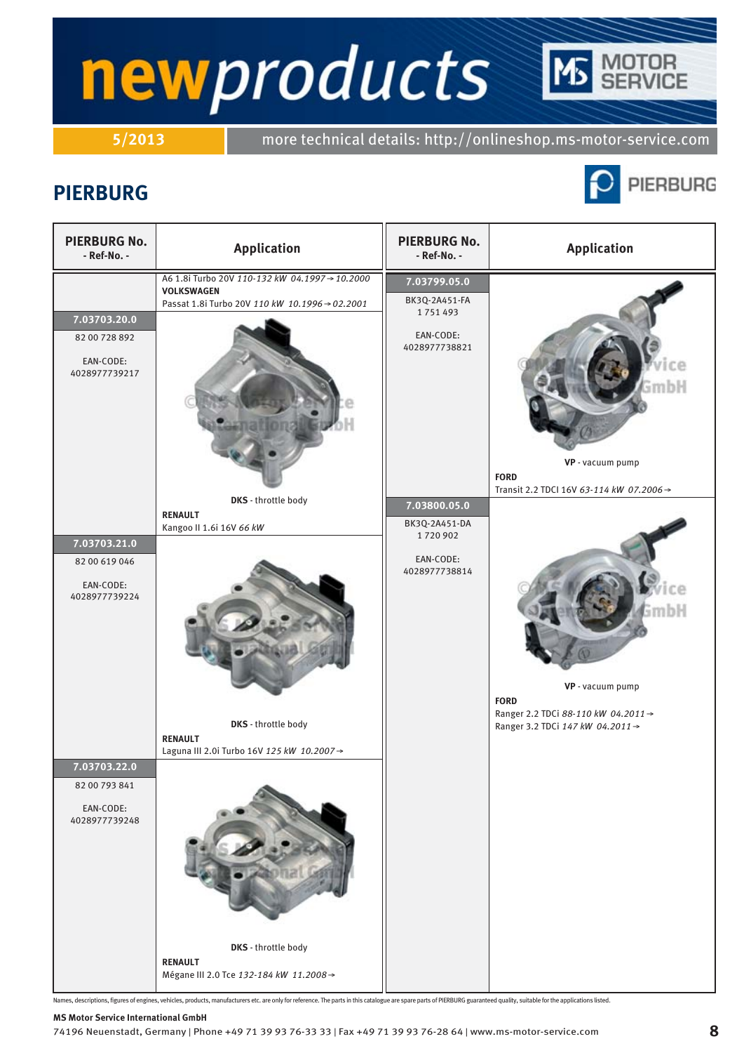# newproducts

**5/2013** more technical details: http://onlineshop.ms-motor-service.com

## PIERBURG

| PIERBURG No. - Ref-No. - | Application |
|---|---|
| | A6 1.8i Turbo 20V *110-132 kW 04.1997→10.2000*<br>**VOLKSWAGEN**<br>Passat 1.8i Turbo 20V *110 kW 10.1996→02.2001* |
| **7.03703.20.0**<br>82 00 728 892<br>EAN-CODE:<br>4028977739217 | **DKS** - throttle body<br>**RENAULT**<br>Kangoo II 1.6i 16V *66 kW* |
| **7.03703.21.0**<br>82 00 619 046<br>EAN-CODE:<br>4028977739224 | **DKS** - throttle body<br>**RENAULT**<br>Laguna III 2.0i Turbo 16V *125 kW 10.2007→* |
| **7.03703.22.0**<br>82 00 793 841<br>EAN-CODE:<br>4028977739248 | **DKS** - throttle body<br>**RENAULT**<br>Mégane III 2.0 Tce *132-184 kW 11.2008→* |
| **7.03799.05.0**<br>BK3Q-2A451-FA<br>1 751 493<br>EAN-CODE:<br>4028977738821 | **VP** - vacuum pump<br>**FORD**<br>Transit 2.2 TDCI 16V *63-114 kW 07.2006→* |
| **7.03800.05.0**<br>BK3Q-2A451-DA<br>1 720 902<br>EAN-CODE:<br>4028977738814 | **VP** - vacuum pump<br>**FORD**<br>Ranger 2.2 TDCi *88-110 kW 04.2011→*<br>Ranger 3.2 TDCi *147 kW 04.2011→* |

Names, descriptions, figures of engines, vehicles, products, manufacturers etc. are only for reference. The parts in this catalogue are spare parts of PIERBURG guaranteed quality, suitable for the applications listed.

**MS Motor Service International GmbH**
74196 Neuenstadt, Germany | Phone +49 71 39 93 76-33 33 | Fax +49 71 39 93 76-28 64 | www.ms-motor-service.com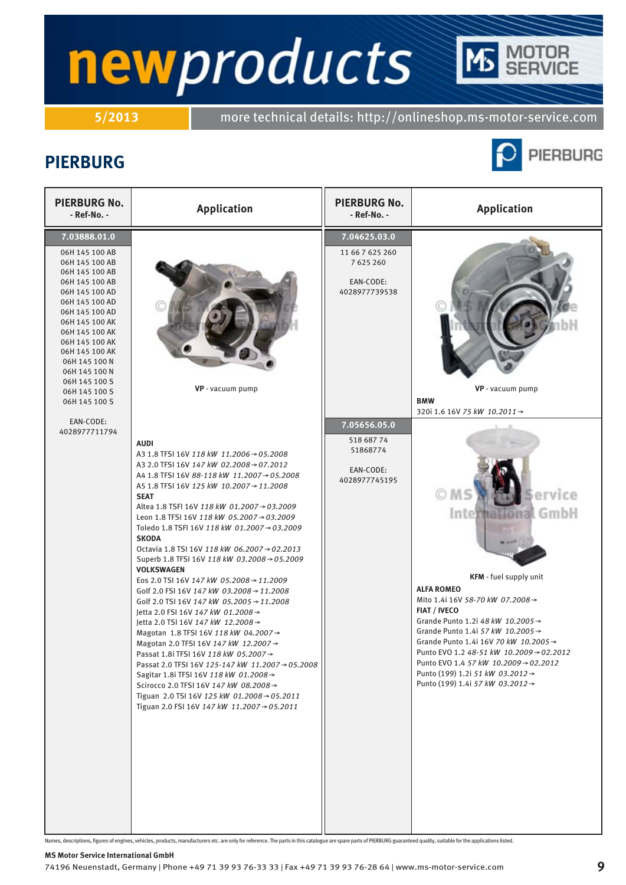# newproducts

**MOTOR SERVICE**

5/2013 | more technical details: http://onlineshop.ms-motor-service.com

## PIERBURG

| PIERBURG No. - Ref-No. - | Application |
|---|---|
| **7.03888.01.0**<br>06H 145 100 AB<br>06H 145 100 AB<br>06H 145 100 AB<br>06H 145 100 AB<br>06H 145 100 AD<br>06H 145 100 AD<br>06H 145 100 AD<br>06H 145 100 AK<br>06H 145 100 AK<br>06H 145 100 AK<br>06H 145 100 AK<br>06H 145 100 N<br>06H 145 100 N<br>06H 145 100 S<br>06H 145 100 S<br>06H 145 100 S<br><br>EAN-CODE:<br>4028977711794 | **VP** - vacuum pump<br><br>**AUDI**<br>A3 1.8 TFSI 16V *118 kW 11.2006→05.2008*<br>A3 2.0 TFSI 16V *147 kW 02.2008→07.2012*<br>A4 1.8 TFSI 16V *88-118 kW 11.2007→05.2008*<br>A5 1.8 TFSI 16V *125 kW 10.2007→11.2008*<br>**SEAT**<br>Altea 1.8 TSFI 16V *118 kW 01.2007→03.2009*<br>Leon 1.8 TFSI 16V *118 kW 05.2007→03.2009*<br>Toledo 1.8 TSFI 16V *118 kW 01.2007→03.2009*<br>**SKODA**<br>Octavia 1.8 TSI 16V *118 kW 06.2007→02.2013*<br>Superb 1.8 TFSI 16V *118 kW 03.2008→05.2009*<br>**VOLKSWAGEN**<br>Eos 2.0 TSI 16V *147 kW 05.2008→11.2009*<br>Golf 2.0 FSI 16V *147 kW 03.2008→11.2008*<br>Golf 2.0 TSI 16V *147 kW 05.2005→11.2008*<br>Jetta 2.0 FSI 16V *147 kW 01.2008→*<br>Jetta 2.0 TSI 16V *147 kW 12.2008→*<br>Magotan 1.8 TFSI 16V *118 kW 04.2007→*<br>Magotan 2.0 TFSI 16V *147 kW 12.2007→*<br>Passat 1.8i TFSI 16V *118 kW 05.2007→*<br>Passat 2.0 TFSI 16V *125-147 kW 11.2007→05.2008*<br>Sagitar 1.8i TFSI 16V *118 kW 01.2008→*<br>Scirocco 2.0 TFSI 16V *147 kW 08.2008→*<br>Tiguan 2.0 TSI 16V *125 kW 01.2008→05.2011*<br>Tiguan 2.0 FSI 16V *147 kW 11.2007→05.2011* |
| **7.04625.03.0**<br>11 66 7 625 260<br>7 625 260<br><br>EAN-CODE:<br>4028977739538 | **VP** - vacuum pump<br><br>**BMW**<br>320i 1.6 16V *75 kW 10.2011→* |
| **7.05656.05.0**<br>518 687 74<br>51868774<br><br>EAN-CODE:<br>4028977745195 | **KFM** - fuel supply unit<br><br>**ALFA ROMEO**<br>Mito 1.4i 16V *58-70 kW 07.2008→*<br>**FIAT / IVECO**<br>Grande Punto 1.2i *48 kW 10.2005→*<br>Grande Punto 1.4i *57 kW 10.2005→*<br>Grande Punto 1.4i 16V *70 kW 10.2005→*<br>Punto EVO 1.2 *48-51 kW 10.2009→02.2012*<br>Punto EVO 1.4 *57 kW 10.2009→02.2012*<br>Punto (199) 1.2i *51 kW 03.2012→*<br>Punto (199) 1.4i *57 kW 03.2012→* |

Names, descriptions, figures of engines, vehicles, products, manufacturers etc. are only for reference. The parts in this catalogue are spare parts of PIERBURG guaranteed quality, suitable for the applications listed.

**MS Motor Service International GmbH**
74196 Neuenstadt, Germany | Phone +49 71 39 93 76-33 33 | Fax +49 71 39 93 76-28 64 | www.ms-motor-service.com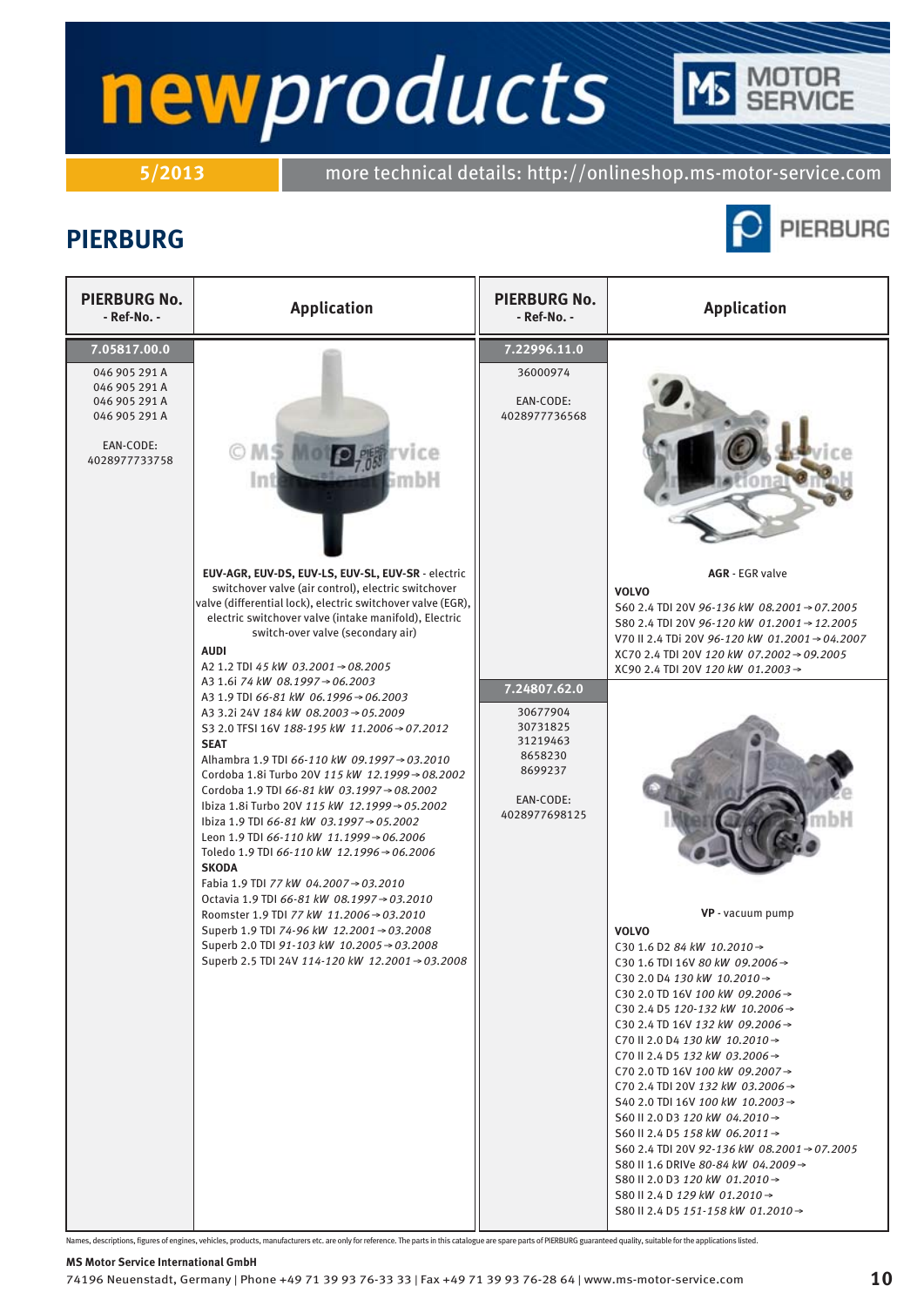# newproducts

5/2013 | more technical details: http://onlineshop.ms-motor-service.com

## PIERBURG

| PIERBURG No. - Ref-No. - | Application |
|---|---|
| **7.05817.00.0**<br>046 905 291 A<br>046 905 291 A<br>046 905 291 A<br>046 905 291 A<br><br>EAN-CODE:<br>4028977733758 | **EUV-AGR, EUV-DS, EUV-LS, EUV-SL, EUV-SR** - electric switchover valve (air control), electric switchover valve (differential lock), electric switchover valve (EGR), electric switchover valve (intake manifold), Electric switch-over valve (secondary air)<br>**AUDI**<br>A2 1.2 TDI *45 kW 03.2001→08.2005*<br>A3 1.6i *74 kW 08.1997→06.2003*<br>A3 1.9 TDI *66-81 kW 06.1996→06.2003*<br>A3 3.2i 24V *184 kW 08.2003→05.2009*<br>S3 2.0 TFSI 16V *188-195 kW 11.2006→07.2012*<br>**SEAT**<br>Alhambra 1.9 TDI *66-110 kW 09.1997→03.2010*<br>Cordoba 1.8i Turbo 20V *115 kW 12.1999→08.2002*<br>Cordoba 1.9 TDI *66-81 kW 03.1997→08.2002*<br>Ibiza 1.8i Turbo 20V *115 kW 12.1999→05.2002*<br>Ibiza 1.9 TDI *66-81 kW 03.1997→05.2002*<br>Leon 1.9 TDI *66-110 kW 11.1999→06.2006*<br>Toledo 1.9 TDI *66-110 kW 12.1996→06.2006*<br>**SKODA**<br>Fabia 1.9 TDI *77 kW 04.2007→03.2010*<br>Octavia 1.9 TDI *66-81 kW 08.1997→03.2010*<br>Roomster 1.9 TDI *77 kW 11.2006→03.2010*<br>Superb 1.9 TDI *74-96 kW 12.2001→03.2008*<br>Superb 2.0 TDI *91-103 kW 10.2005→03.2008*<br>Superb 2.5 TDI 24V *114-120 kW 12.2001→03.2008* |
| **7.22996.11.0**<br>36000974<br><br>EAN-CODE:<br>4028977736568 | **AGR** - EGR valve<br>**VOLVO**<br>S60 2.4 TDI 20V *96-136 kW 08.2001→07.2005*<br>S80 2.4 TDI 20V *96-120 kW 01.2001→12.2005*<br>V70 II 2.4 TDi 20V *96-120 kW 01.2001→04.2007*<br>XC70 2.4 TDI 20V *120 kW 07.2002→09.2005*<br>XC90 2.4 TDI 20V *120 kW 01.2003→* |
| **7.24807.62.0**<br>30677904<br>30731825<br>31219463<br>8658230<br>8699237<br><br>EAN-CODE:<br>4028977698125 | **VP** - vacuum pump<br>**VOLVO**<br>C30 1.6 D2 *84 kW 10.2010→*<br>C30 1.6 TDI 16V *80 kW 09.2006→*<br>C30 2.0 D4 *130 kW 10.2010→*<br>C30 2.0 TD 16V *100 kW 09.2006→*<br>C30 2.4 D5 *120-132 kW 10.2006→*<br>C30 2.4 TD 16V *132 kW 09.2006→*<br>C70 II 2.0 D4 *130 kW 10.2010→*<br>C70 II 2.4 D5 *132 kW 03.2006→*<br>C70 2.0 TD 16V *100 kW 09.2007→*<br>C70 2.4 TDI 20V *132 kW 03.2006→*<br>S40 2.0 TDI 16V *100 kW 10.2003→*<br>S60 II 2.0 D3 *120 kW 04.2010→*<br>S60 II 2.4 D5 *158 kW 06.2011→*<br>S60 2.4 TDI 20V *92-136 kW 08.2001→07.2005*<br>S80 II 1.6 DRIVe *80-84 kW 04.2009→*<br>S80 II 2.0 D3 *120 kW 01.2010→*<br>S80 II 2.4 D *129 kW 01.2010→*<br>S80 II 2.4 D5 *151-158 kW 01.2010→* |

Names, descriptions, figures of engines, vehicles, products, manufacturers etc. are only for reference. The parts in this catalogue are spare parts of PIERBURG guaranteed quality, suitable for the applications listed.

**MS Motor Service International GmbH**
74196 Neuenstadt, Germany | Phone +49 71 39 93 76-33 33 | Fax +49 71 39 93 76-28 64 | www.ms-motor-service.com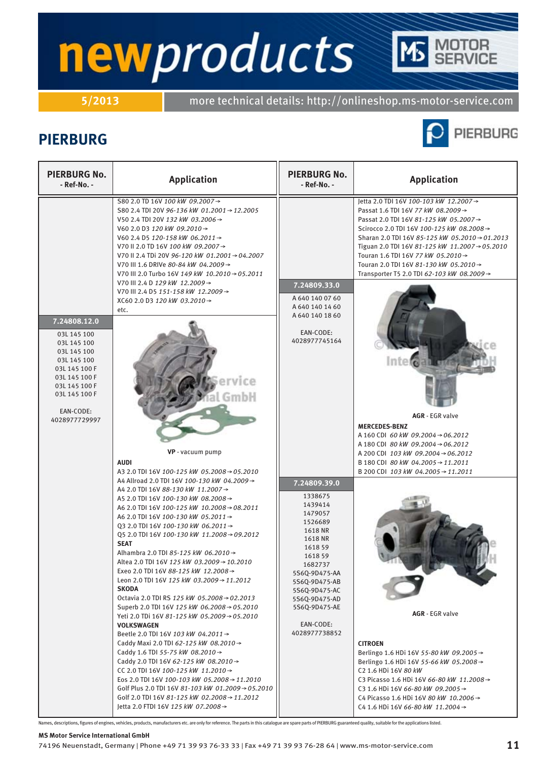# newproducts

5/2013 more technical details: http://onlineshop.ms-motor-service.com

## PIERBURG

| PIERBURG No. - Ref-No. - | Application |
|---|---|
| | S80 2.0 TD 16V *100 kW 09.2007→*<br>S80 2.4 TDI 20V *96-136 kW 01.2001→12.2005*<br>V50 2.4 TDI 20V *132 kW 03.2006→*<br>V60 2.0 D3 *120 kW 09.2010→*<br>V60 2.4 D5 *120-158 kW 06.2011→*<br>V70 II 2.0 TD 16V *100 kW 09.2007→*<br>V70 II 2.4 TDi 20V *96-120 kW 01.2001→04.2007*<br>V70 III 1.6 DRIVe *80-84 kW 04.2009→*<br>V70 III 2.0 Turbo 16V *149 kW 10.2010→05.2011*<br>V70 III 2.4 D *129 kW 12.2009→*<br>V70 III 2.4 D5 *151-158 kW 12.2009→*<br>XC60 2.0 D3 *120 kW 03.2010→*<br>etc. |
| **7.24808.12.0**<br>03L 145 100<br>03L 145 100<br>03L 145 100<br>03L 145 100<br>03L 145 100 F<br>03L 145 100 F<br>03L 145 100 F<br>03L 145 100 F<br><br>EAN-CODE:<br>4028977729997 | **VP** - vacuum pump<br>**AUDI**<br>A3 2.0 TDI 16V *100-125 kW 05.2008→05.2010*<br>A4 Allroad 2.0 TDI 16V *100-130 kW 04.2009→*<br>A4 2.0 TDI 16V *88-130 kW 11.2007→*<br>A5 2.0 TDI 16V *100-130 kW 08.2008→*<br>A6 2.0 TDI 16V *100-125 kW 10.2008→08.2011*<br>A6 2.0 TDI 16V *100-130 kW 05.2011→*<br>Q3 2.0 TDI 16V *100-130 kW 06.2011→*<br>Q5 2.0 TDI 16V *100-130 kW 11.2008→09.2012*<br>**SEAT**<br>Alhambra 2.0 TDI *85-125 kW 06.2010→*<br>Altea 2.0 TDI 16V *125 kW 03.2009→10.2010*<br>Exeo 2.0 TDI 16V *88-125 kW 12.2008→*<br>Leon 2.0 TDI 16V *125 kW 03.2009→11.2012*<br>**SKODA**<br>Octavia 2.0 TDI RS *125 kW 05.2008→02.2013*<br>Superb 2.0 TDI 16V *125 kW 06.2008→05.2010*<br>Yeti 2.0 TDi 16V *81-125 kW 05.2009→05.2010*<br>**VOLKSWAGEN**<br>Beetle 2.0 TDI 16V *103 kW 04.2011→*<br>Caddy Maxi 2.0 TDI *62-125 kW 08.2010→*<br>Caddy 1.6 TDI *55-75 kW 08.2010→*<br>Caddy 2.0 TDI 16V *62-125 kW 08.2010→*<br>CC 2.0 TDI 16V *100-125 kW 11.2010→*<br>Eos 2.0 TDI 16V *100-103 kW 05.2008→11.2010*<br>Golf Plus 2.0 TDI 16V *81-103 kW 01.2009→05.2010*<br>Golf 2.0 TDI 16V *81-125 kW 02.2008→11.2012*<br>Jetta 2.0 FTDI 16V *125 kW 07.2008→* |
| | Jetta 2.0 TDI 16V *100-103 kW 12.2007→*<br>Passat 1.6 TDI 16V *77 kW 08.2009→*<br>Passat 2.0 TDI 16V *81-125 kW 05.2007→*<br>Scirocco 2.0 TDI 16V *100-125 kW 08.2008→*<br>Sharan 2.0 TDI 16V *85-125 kW 05.2010→01.2013*<br>Tiguan 2.0 TDI 16V *81-125 kW 11.2007→05.2010*<br>Touran 1.6 TDI 16V *77 kW 05.2010→*<br>Touran 2.0 TDI 16V *81-130 kW 05.2010→*<br>Transporter T5 2.0 TDI *62-103 kW 08.2009→* |
| **7.24809.33.0**<br>A 640 140 07 60<br>A 640 140 14 60<br>A 640 140 18 60<br><br>EAN-CODE:<br>4028977745164 | **AGR** - EGR valve<br>**MERCEDES-BENZ**<br>A 160 CDI *60 kW 09.2004→06.2012*<br>A 180 CDI *80 kW 09.2004→06.2012*<br>A 200 CDI *103 kW 09.2004→06.2012*<br>B 180 CDI *80 kW 04.2005→11.2011*<br>B 200 CDI *103 kW 04.2005→11.2011* |
| **7.24809.39.0**<br>1338675<br>1439414<br>1479057<br>1526689<br>1618 NR<br>1618 NR<br>1618 59<br>1618 59<br>1682737<br>5S6Q-9D475-AA<br>5S6Q-9D475-AB<br>5S6Q-9D475-AC<br>5S6Q-9D475-AD<br>5S6Q-9D475-AE<br><br>EAN-CODE:<br>4028977738852 | **AGR** - EGR valve<br>**CITROEN**<br>Berlingo 1.6 HDi 16V *55-80 kW 09.2005→*<br>Berlingo 1.6 HDi 16V *55-66 kW 05.2008→*<br>C2 1.6 HDi 16V *80 kW*<br>C3 Picasso 1.6 HDi 16V *66-80 kW 11.2008→*<br>C3 1.6 HDi 16V *66-80 kW 09.2005→*<br>C4 Picasso 1.6 HDi 16V *80 kW 10.2006→*<br>C4 1.6 HDi 16V *66-80 kW 11.2004→* |

Names, descriptions, figures of engines, vehicles, products, manufacturers etc. are only for reference. The parts in this catalogue are spare parts of PIERBURG guaranteed quality, suitable for the applications listed.

**MS Motor Service International GmbH**
74196 Neuenstadt, Germany | Phone +49 71 39 93 76-33 33 | Fax +49 71 39 93 76-28 64 | www.ms-motor-service.com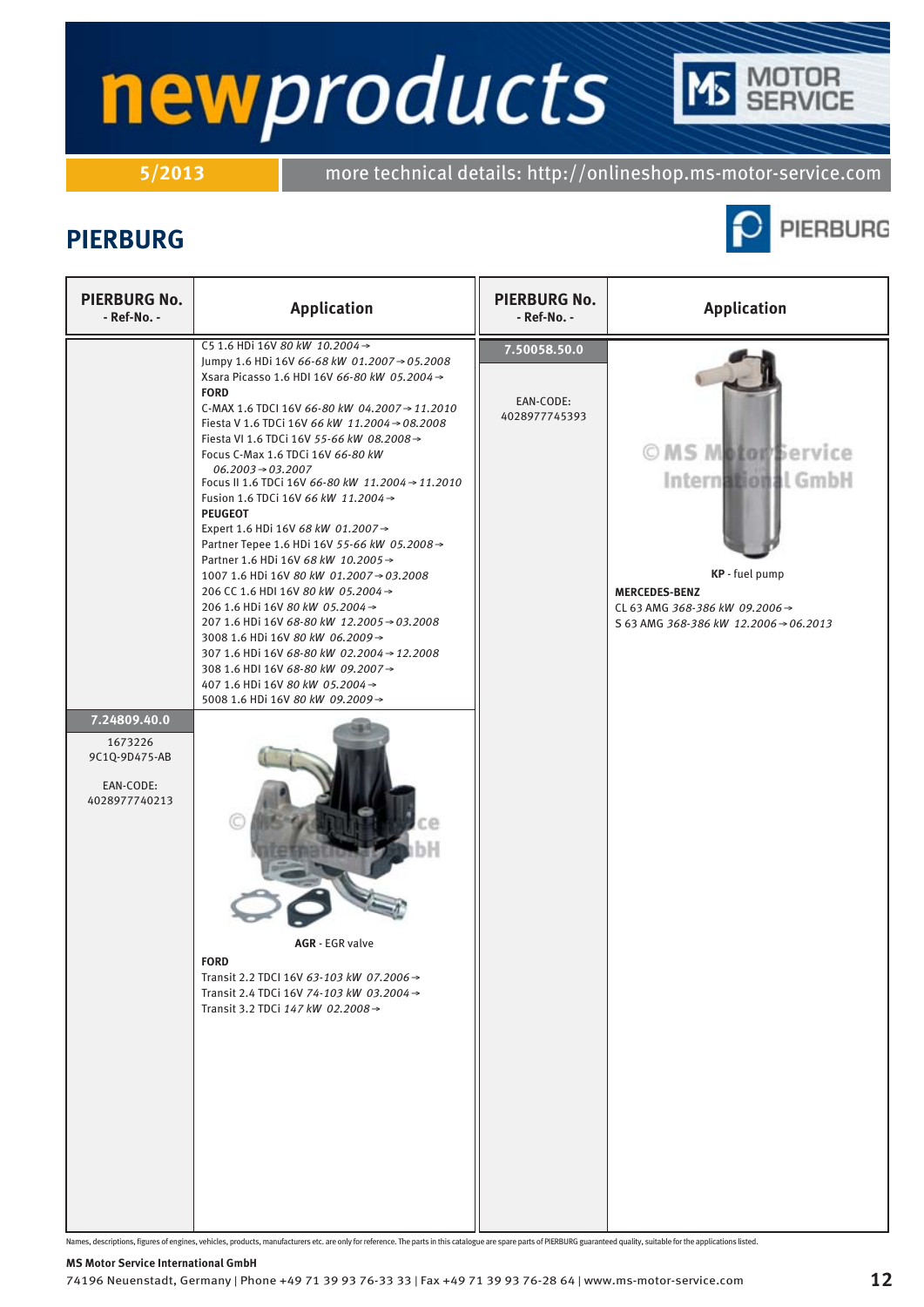# newproducts

5/2013 | more technical details: http://onlineshop.ms-motor-service.com

## PIERBURG

| PIERBURG No. - Ref-No. - | Application | PIERBURG No. - Ref-No. - | Application |
|---|---|---|---|
| | C5 1.6 HDi 16V *80 kW 10.2004→*<br>Jumpy 1.6 HDi 16V *66-68 kW 01.2007→05.2008*<br>Xsara Picasso 1.6 HDI 16V *66-80 kW 05.2004→*<br>**FORD**<br>C-MAX 1.6 TDCI 16V *66-80 kW 04.2007→11.2010*<br>Fiesta V 1.6 TDCi 16V *66 kW 11.2004→08.2008*<br>Fiesta VI 1.6 TDCi 16V *55-66 kW 08.2008→*<br>Focus C-Max 1.6 TDCi 16V *66-80 kW 06.2003→03.2007*<br>Focus II 1.6 TDCi 16V *66-80 kW 11.2004→11.2010*<br>Fusion 1.6 TDCi 16V *66 kW 11.2004→*<br>**PEUGEOT**<br>Expert 1.6 HDi 16V *68 kW 01.2007→*<br>Partner Tepee 1.6 HDi 16V *55-66 kW 05.2008→*<br>Partner 1.6 HDi 16V *68 kW 10.2005→*<br>1007 1.6 HDi 16V *80 kW 01.2007→03.2008*<br>206 CC 1.6 HDI 16V *80 kW 05.2004→*<br>206 1.6 HDi 16V *80 kW 05.2004→*<br>207 1.6 HDi 16V *68-80 kW 12.2005→03.2008*<br>3008 1.6 HDi 16V *80 kW 06.2009→*<br>307 1.6 HDi 16V *68-80 kW 02.2004→12.2008*<br>308 1.6 HDI 16V *68-80 kW 09.2007→*<br>407 1.6 HDi 16V *80 kW 05.2004→*<br>5008 1.6 HDi 16V *80 kW 09.2009→* | **7.50058.50.0**<br><br>EAN-CODE:<br>4028977745393 | **KP** - fuel pump<br>**MERCEDES-BENZ**<br>CL 63 AMG *368-386 kW 09.2006→*<br>S 63 AMG *368-386 kW 12.2006→06.2013* |
| **7.24809.40.0**<br><br>1673226<br>9C1Q-9D475-AB<br><br>EAN-CODE:<br>4028977740213 | **AGR** - EGR valve<br>**FORD**<br>Transit 2.2 TDCI 16V *63-103 kW 07.2006→*<br>Transit 2.4 TDCi 16V *74-103 kW 03.2004→*<br>Transit 3.2 TDCi *147 kW 02.2008→* | | |

Names, descriptions, figures of engines, vehicles, products, manufacturers etc. are only for reference. The parts in this catalogue are spare parts of PIERBURG guaranteed quality, suitable for the applications listed.

**MS Motor Service International GmbH**
74196 Neuenstadt, Germany | Phone +49 71 39 93 76-33 33 | Fax +49 71 39 93 76-28 64 | www.ms-motor-service.com